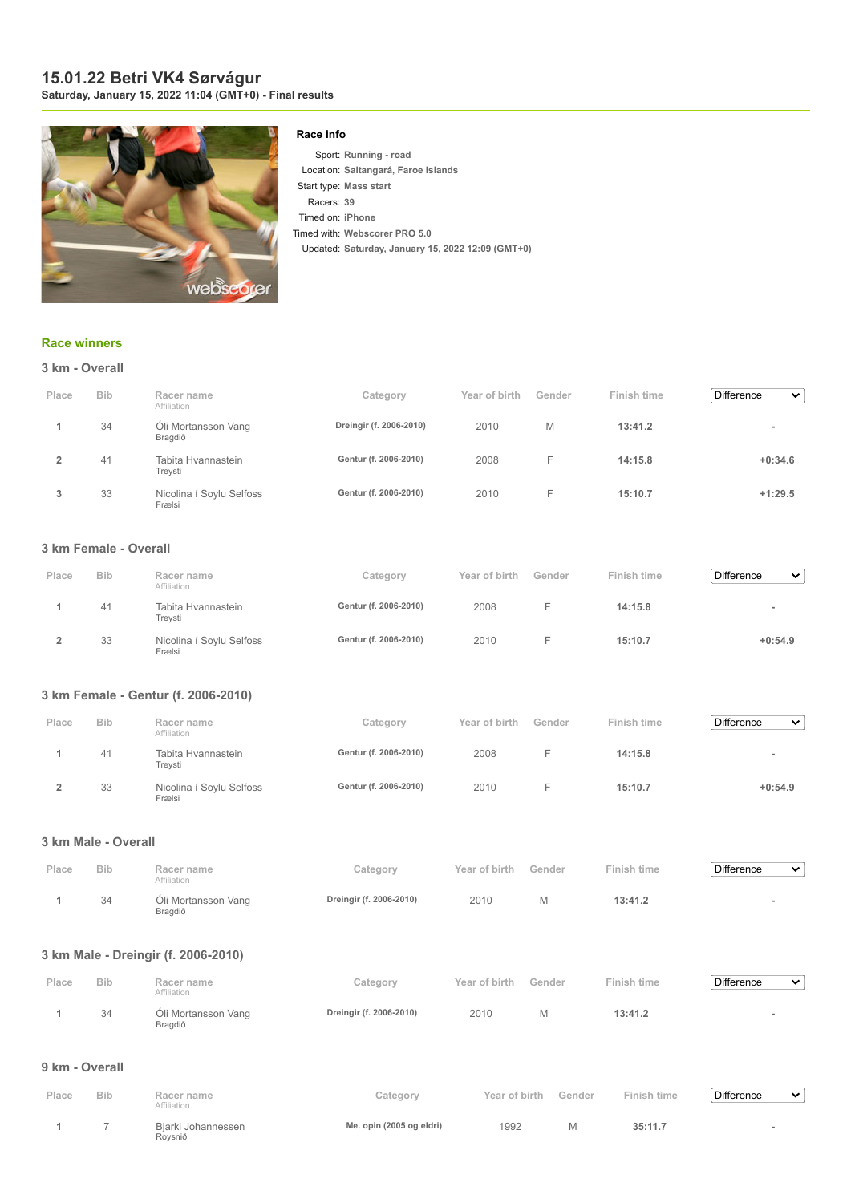# 15.01.22 Betri VK4 Sørvágur

**Saturday, January 15, 2022 11:04 (GMT+0) - Final results**

### Race info

Sport: **Running - road**
Location: **Saltangará, Faroe Islands**
Start type: **Mass start**
Racers: **39**
Timed on: **iPhone**
Timed with: **Webscorer PRO 5.0**
Updated: **Saturday, January 15, 2022 12:09 (GMT+0)**

## Race winners

### 3 km - Overall

| Place | Bib | Racer name<br>Affiliation | Category | Year of birth | Gender | Finish time | Difference |
|---|---|---|---|---|---|---|---|
| 1 | 34 | Óli Mortansson Vang<br>Bragdið | Dreingir (f. 2006-2010) | 2010 | M | 13:41.2 | - |
| 2 | 41 | Tabita Hvannastein<br>Treysti | Gentur (f. 2006-2010) | 2008 | F | 14:15.8 | +0:34.6 |
| 3 | 33 | Nicolina í Soylu Selfoss<br>Frælsi | Gentur (f. 2006-2010) | 2010 | F | 15:10.7 | +1:29.5 |

### 3 km Female - Overall

| Place | Bib | Racer name<br>Affiliation | Category | Year of birth | Gender | Finish time | Difference |
|---|---|---|---|---|---|---|---|
| 1 | 41 | Tabita Hvannastein<br>Treysti | Gentur (f. 2006-2010) | 2008 | F | 14:15.8 | - |
| 2 | 33 | Nicolina í Soylu Selfoss<br>Frælsi | Gentur (f. 2006-2010) | 2010 | F | 15:10.7 | +0:54.9 |

### 3 km Female - Gentur (f. 2006-2010)

| Place | Bib | Racer name<br>Affiliation | Category | Year of birth | Gender | Finish time | Difference |
|---|---|---|---|---|---|---|---|
| 1 | 41 | Tabita Hvannastein<br>Treysti | Gentur (f. 2006-2010) | 2008 | F | 14:15.8 | - |
| 2 | 33 | Nicolina í Soylu Selfoss<br>Frælsi | Gentur (f. 2006-2010) | 2010 | F | 15:10.7 | +0:54.9 |

### 3 km Male - Overall

| Place | Bib | Racer name<br>Affiliation | Category | Year of birth | Gender | Finish time | Difference |
|---|---|---|---|---|---|---|---|
| 1 | 34 | Óli Mortansson Vang<br>Bragdið | Dreingir (f. 2006-2010) | 2010 | M | 13:41.2 | - |

### 3 km Male - Dreingir (f. 2006-2010)

| Place | Bib | Racer name<br>Affiliation | Category | Year of birth | Gender | Finish time | Difference |
|---|---|---|---|---|---|---|---|
| 1 | 34 | Óli Mortansson Vang<br>Bragdið | Dreingir (f. 2006-2010) | 2010 | M | 13:41.2 | - |

### 9 km - Overall

| Place | Bib | Racer name<br>Affiliation | Category | Year of birth | Gender | Finish time | Difference |
|---|---|---|---|---|---|---|---|
| 1 | 7 | Bjarki Johannessen<br>Roysnið | Me. opin (2005 og eldri) | 1992 | M | 35:11.7 | - |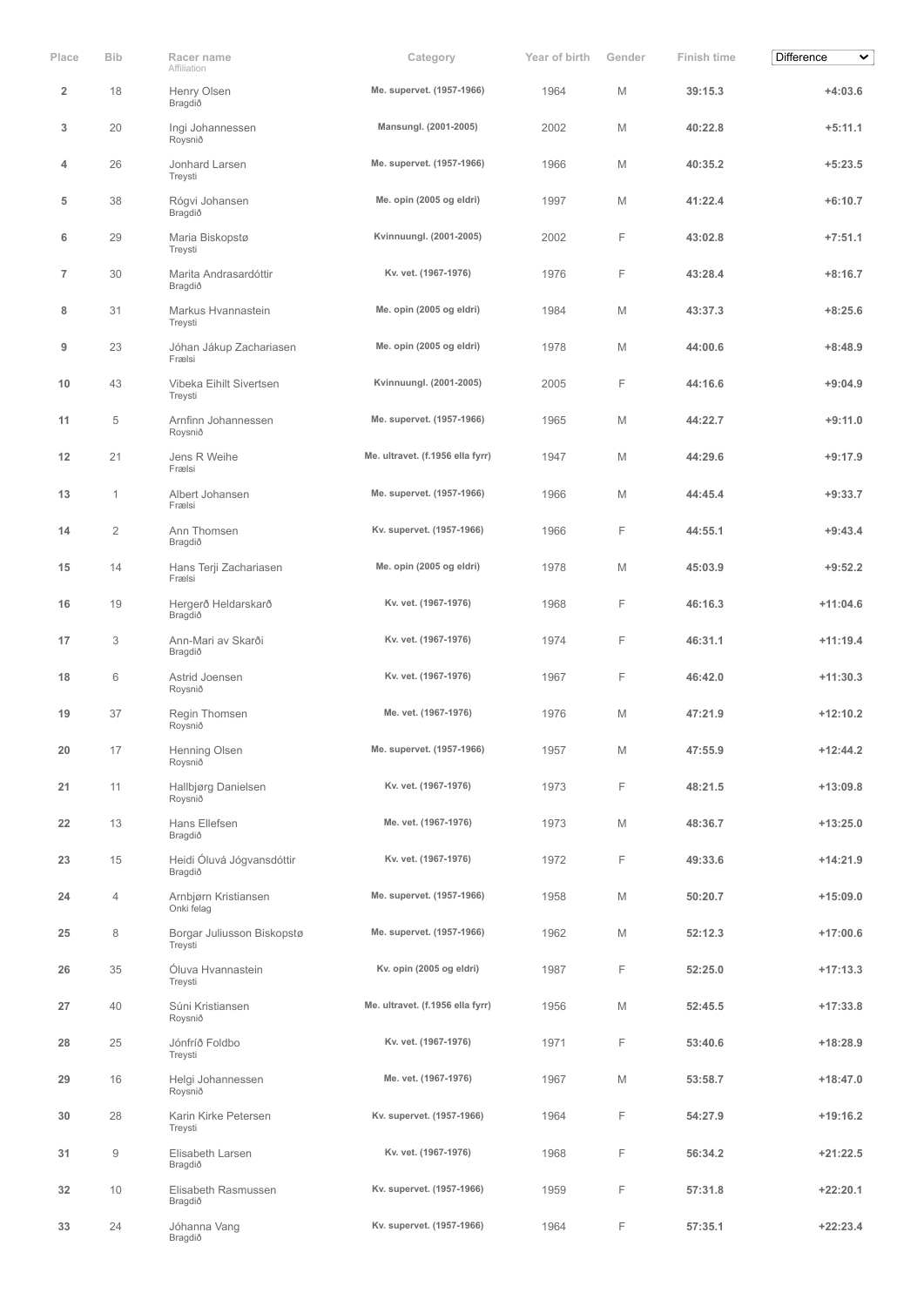| Place | Bib | Racer name<br>Affiliation | Category | Year of birth | Gender | Finish time | Difference |
|---|---|---|---|---|---|---|---|
| 2 | 18 | Henry Olsen<br>Bragdið | Me. supervet. (1957-1966) | 1964 | M | 39:15.3 | +4:03.6 |
| 3 | 20 | Ingi Johannessen<br>Roysnið | Mansungl. (2001-2005) | 2002 | M | 40:22.8 | +5:11.1 |
| 4 | 26 | Jonhard Larsen<br>Treysti | Me. supervet. (1957-1966) | 1966 | M | 40:35.2 | +5:23.5 |
| 5 | 38 | Rógvi Johansen<br>Bragdið | Me. opin (2005 og eldri) | 1997 | M | 41:22.4 | +6:10.7 |
| 6 | 29 | Maria Biskopstø<br>Treysti | Kvinnuungl. (2001-2005) | 2002 | F | 43:02.8 | +7:51.1 |
| 7 | 30 | Marita Andrasardóttir<br>Bragdið | Kv. vet. (1967-1976) | 1976 | F | 43:28.4 | +8:16.7 |
| 8 | 31 | Markus Hvannastein<br>Treysti | Me. opin (2005 og eldri) | 1984 | M | 43:37.3 | +8:25.6 |
| 9 | 23 | Jóhan Jákup Zachariasen<br>Frælsi | Me. opin (2005 og eldri) | 1978 | M | 44:00.6 | +8:48.9 |
| 10 | 43 | Vibeka Eihilt Sivertsen<br>Treysti | Kvinnuungl. (2001-2005) | 2005 | F | 44:16.6 | +9:04.9 |
| 11 | 5 | Arnfinn Johannessen<br>Roysnið | Me. supervet. (1957-1966) | 1965 | M | 44:22.7 | +9:11.0 |
| 12 | 21 | Jens R Weihe<br>Frælsi | Me. ultravet. (f.1956 ella fyrr) | 1947 | M | 44:29.6 | +9:17.9 |
| 13 | 1 | Albert Johansen<br>Frælsi | Me. supervet. (1957-1966) | 1966 | M | 44:45.4 | +9:33.7 |
| 14 | 2 | Ann Thomsen<br>Bragdið | Kv. supervet. (1957-1966) | 1966 | F | 44:55.1 | +9:43.4 |
| 15 | 14 | Hans Terji Zachariasen<br>Frælsi | Me. opin (2005 og eldri) | 1978 | M | 45:03.9 | +9:52.2 |
| 16 | 19 | Hergerð Heldarskarð<br>Bragdið | Kv. vet. (1967-1976) | 1968 | F | 46:16.3 | +11:04.6 |
| 17 | 3 | Ann-Mari av Skarði<br>Bragdið | Kv. vet. (1967-1976) | 1974 | F | 46:31.1 | +11:19.4 |
| 18 | 6 | Astrid Joensen<br>Roysnið | Kv. vet. (1967-1976) | 1967 | F | 46:42.0 | +11:30.3 |
| 19 | 37 | Regin Thomsen<br>Roysnið | Me. vet. (1967-1976) | 1976 | M | 47:21.9 | +12:10.2 |
| 20 | 17 | Henning Olsen<br>Roysnið | Me. supervet. (1957-1966) | 1957 | M | 47:55.9 | +12:44.2 |
| 21 | 11 | Hallbjørg Danielsen<br>Roysnið | Kv. vet. (1967-1976) | 1973 | F | 48:21.5 | +13:09.8 |
| 22 | 13 | Hans Ellefsen<br>Bragdið | Me. vet. (1967-1976) | 1973 | M | 48:36.7 | +13:25.0 |
| 23 | 15 | Heidi Óluvá Jógvansdóttir<br>Bragdið | Kv. vet. (1967-1976) | 1972 | F | 49:33.6 | +14:21.9 |
| 24 | 4 | Arnbjørn Kristiansen<br>Onki felag | Me. supervet. (1957-1966) | 1958 | M | 50:20.7 | +15:09.0 |
| 25 | 8 | Borgar Juliusson Biskopstø<br>Treysti | Me. supervet. (1957-1966) | 1962 | M | 52:12.3 | +17:00.6 |
| 26 | 35 | Óluva Hvannastein<br>Treysti | Kv. opin (2005 og eldri) | 1987 | F | 52:25.0 | +17:13.3 |
| 27 | 40 | Súni Kristiansen<br>Roysnið | Me. ultravet. (f.1956 ella fyrr) | 1956 | M | 52:45.5 | +17:33.8 |
| 28 | 25 | Jónfríð Foldbo<br>Treysti | Kv. vet. (1967-1976) | 1971 | F | 53:40.6 | +18:28.9 |
| 29 | 16 | Helgi Johannessen<br>Roysnið | Me. vet. (1967-1976) | 1967 | M | 53:58.7 | +18:47.0 |
| 30 | 28 | Karin Kirke Petersen<br>Treysti | Kv. supervet. (1957-1966) | 1964 | F | 54:27.9 | +19:16.2 |
| 31 | 9 | Elisabeth Larsen<br>Bragdið | Kv. vet. (1967-1976) | 1968 | F | 56:34.2 | +21:22.5 |
| 32 | 10 | Elisabeth Rasmussen<br>Bragdið | Kv. supervet. (1957-1966) | 1959 | F | 57:31.8 | +22:20.1 |
| 33 | 24 | Jóhanna Vang<br>Bragdið | Kv. supervet. (1957-1966) | 1964 | F | 57:35.1 | +22:23.4 |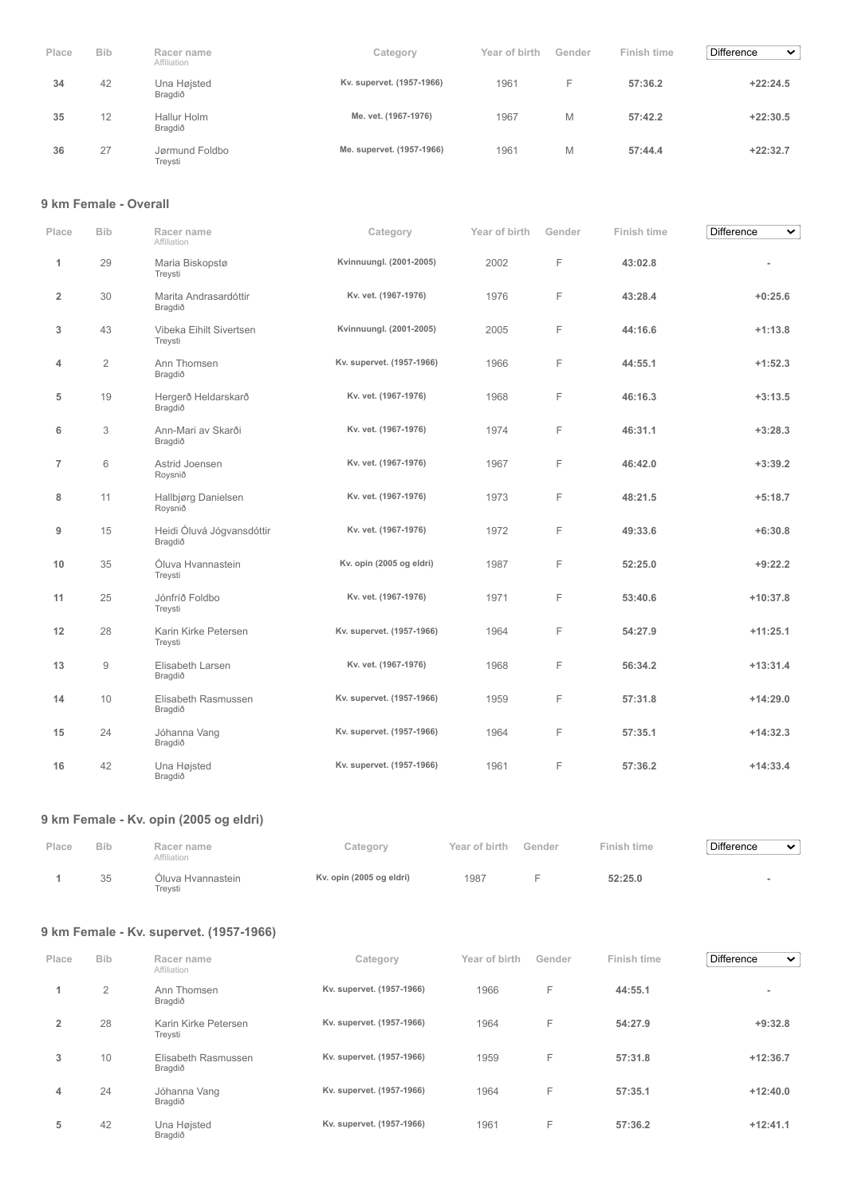| Place | Bib | Racer name<br>Affiliation | Category | Year of birth | Gender | Finish time | Difference |
|---|---|---|---|---|---|---|---|
| 34 | 42 | Una Højsted<br>Bragdið | Kv. supervet. (1957-1966) | 1961 | F | 57:36.2 | +22:24.5 |
| 35 | 12 | Hallur Holm<br>Bragdið | Me. vet. (1967-1976) | 1967 | M | 57:42.2 | +22:30.5 |
| 36 | 27 | Jørmund Foldbo<br>Treysti | Me. supervet. (1957-1966) | 1961 | M | 57:44.4 | +22:32.7 |

## 9 km Female - Overall

| Place | Bib | Racer name<br>Affiliation | Category | Year of birth | Gender | Finish time | Difference |
|---|---|---|---|---|---|---|---|
| 1 | 29 | Maria Biskopstø<br>Treysti | Kvinnuungl. (2001-2005) | 2002 | F | 43:02.8 | - |
| 2 | 30 | Marita Andrasardóttir<br>Bragdið | Kv. vet. (1967-1976) | 1976 | F | 43:28.4 | +0:25.6 |
| 3 | 43 | Vibeka Eihilt Sivertsen<br>Treysti | Kvinnuungl. (2001-2005) | 2005 | F | 44:16.6 | +1:13.8 |
| 4 | 2 | Ann Thomsen<br>Bragdið | Kv. supervet. (1957-1966) | 1966 | F | 44:55.1 | +1:52.3 |
| 5 | 19 | Hergerð Heldarskarð<br>Bragdið | Kv. vet. (1967-1976) | 1968 | F | 46:16.3 | +3:13.5 |
| 6 | 3 | Ann-Mari av Skarði<br>Bragdið | Kv. vet. (1967-1976) | 1974 | F | 46:31.1 | +3:28.3 |
| 7 | 6 | Astrid Joensen<br>Roysnið | Kv. vet. (1967-1976) | 1967 | F | 46:42.0 | +3:39.2 |
| 8 | 11 | Hallbjørg Danielsen<br>Roysnið | Kv. vet. (1967-1976) | 1973 | F | 48:21.5 | +5:18.7 |
| 9 | 15 | Heidi Óluvá Jógvansdóttir<br>Bragdið | Kv. vet. (1967-1976) | 1972 | F | 49:33.6 | +6:30.8 |
| 10 | 35 | Óluva Hvannastein<br>Treysti | Kv. opin (2005 og eldri) | 1987 | F | 52:25.0 | +9:22.2 |
| 11 | 25 | Jónfríð Foldbo<br>Treysti | Kv. vet. (1967-1976) | 1971 | F | 53:40.6 | +10:37.8 |
| 12 | 28 | Karin Kirke Petersen<br>Treysti | Kv. supervet. (1957-1966) | 1964 | F | 54:27.9 | +11:25.1 |
| 13 | 9 | Elisabeth Larsen<br>Bragdið | Kv. vet. (1967-1976) | 1968 | F | 56:34.2 | +13:31.4 |
| 14 | 10 | Elisabeth Rasmussen<br>Bragdið | Kv. supervet. (1957-1966) | 1959 | F | 57:31.8 | +14:29.0 |
| 15 | 24 | Jóhanna Vang<br>Bragdið | Kv. supervet. (1957-1966) | 1964 | F | 57:35.1 | +14:32.3 |
| 16 | 42 | Una Højsted<br>Bragdið | Kv. supervet. (1957-1966) | 1961 | F | 57:36.2 | +14:33.4 |

## 9 km Female - Kv. opin (2005 og eldri)

| Place | Bib | Racer name<br>Affiliation | Category | Year of birth | Gender | Finish time | Difference |
|---|---|---|---|---|---|---|---|
| 1 | 35 | Óluva Hvannastein<br>Treysti | Kv. opin (2005 og eldri) | 1987 | F | 52:25.0 | - |

## 9 km Female - Kv. supervet. (1957-1966)

| Place | Bib | Racer name<br>Affiliation | Category | Year of birth | Gender | Finish time | Difference |
|---|---|---|---|---|---|---|---|
| 1 | 2 | Ann Thomsen<br>Bragdið | Kv. supervet. (1957-1966) | 1966 | F | 44:55.1 | - |
| 2 | 28 | Karin Kirke Petersen<br>Treysti | Kv. supervet. (1957-1966) | 1964 | F | 54:27.9 | +9:32.8 |
| 3 | 10 | Elisabeth Rasmussen<br>Bragdið | Kv. supervet. (1957-1966) | 1959 | F | 57:31.8 | +12:36.7 |
| 4 | 24 | Jóhanna Vang<br>Bragdið | Kv. supervet. (1957-1966) | 1964 | F | 57:35.1 | +12:40.0 |
| 5 | 42 | Una Højsted<br>Bragdið | Kv. supervet. (1957-1966) | 1961 | F | 57:36.2 | +12:41.1 |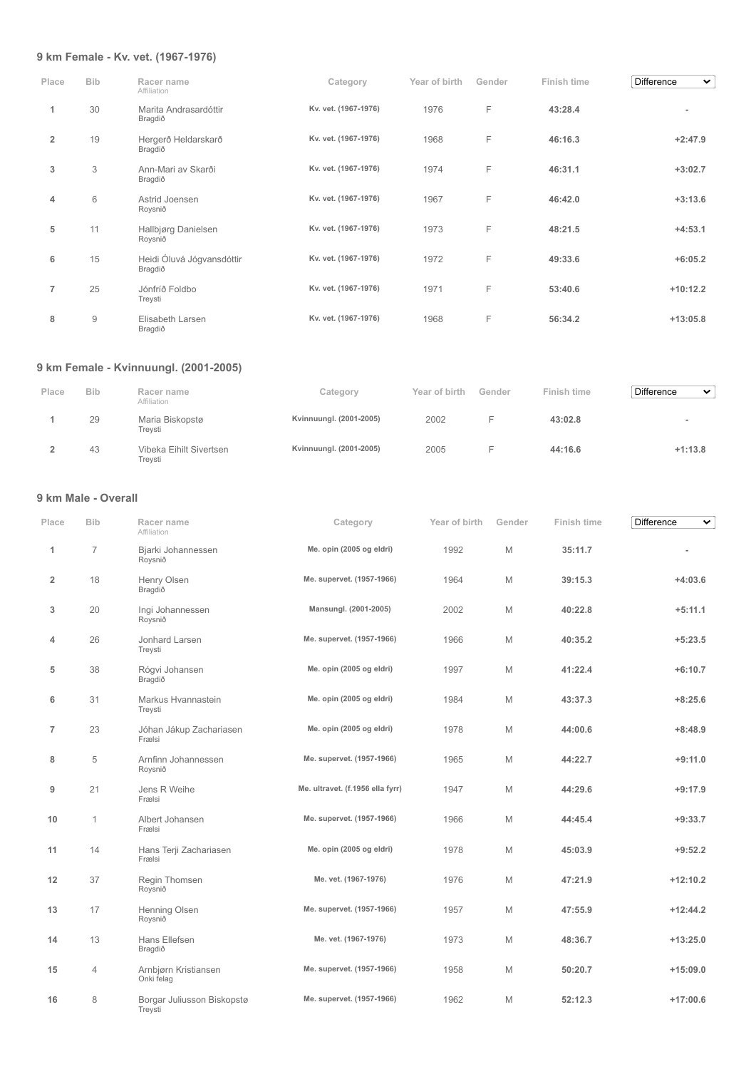### 9 km Female - Kv. vet. (1967-1976)

| Place | Bib | Racer name<br>Affiliation | Category | Year of birth | Gender | Finish time | Difference |
|---|---|---|---|---|---|---|---|
| 1 | 30 | Marita Andrasardóttir<br>Bragdið | Kv. vet. (1967-1976) | 1976 | F | 43:28.4 | - |
| 2 | 19 | Hergerð Heldarskarð<br>Bragdið | Kv. vet. (1967-1976) | 1968 | F | 46:16.3 | +2:47.9 |
| 3 | 3 | Ann-Mari av Skarði<br>Bragdið | Kv. vet. (1967-1976) | 1974 | F | 46:31.1 | +3:02.7 |
| 4 | 6 | Astrid Joensen<br>Roysnið | Kv. vet. (1967-1976) | 1967 | F | 46:42.0 | +3:13.6 |
| 5 | 11 | Hallbjørg Danielsen<br>Roysnið | Kv. vet. (1967-1976) | 1973 | F | 48:21.5 | +4:53.1 |
| 6 | 15 | Heidi Óluvá Jógvansdóttir<br>Bragdið | Kv. vet. (1967-1976) | 1972 | F | 49:33.6 | +6:05.2 |
| 7 | 25 | Jónfríð Foldbo<br>Treysti | Kv. vet. (1967-1976) | 1971 | F | 53:40.6 | +10:12.2 |
| 8 | 9 | Elisabeth Larsen<br>Bragdið | Kv. vet. (1967-1976) | 1968 | F | 56:34.2 | +13:05.8 |

### 9 km Female - Kvinnuungl. (2001-2005)

| Place | Bib | Racer name<br>Affiliation | Category | Year of birth | Gender | Finish time | Difference |
|---|---|---|---|---|---|---|---|
| 1 | 29 | Maria Biskopstø<br>Treysti | Kvinnuungl. (2001-2005) | 2002 | F | 43:02.8 | - |
| 2 | 43 | Vibeka Eihilt Sivertsen<br>Treysti | Kvinnuungl. (2001-2005) | 2005 | F | 44:16.6 | +1:13.8 |

### 9 km Male - Overall

| Place | Bib | Racer name<br>Affiliation | Category | Year of birth | Gender | Finish time | Difference |
|---|---|---|---|---|---|---|---|
| 1 | 7 | Bjarki Johannessen<br>Roysnið | Me. opin (2005 og eldri) | 1992 | M | 35:11.7 | - |
| 2 | 18 | Henry Olsen<br>Bragdið | Me. supervet. (1957-1966) | 1964 | M | 39:15.3 | +4:03.6 |
| 3 | 20 | Ingi Johannessen<br>Roysnið | Mansungl. (2001-2005) | 2002 | M | 40:22.8 | +5:11.1 |
| 4 | 26 | Jonhard Larsen<br>Treysti | Me. supervet. (1957-1966) | 1966 | M | 40:35.2 | +5:23.5 |
| 5 | 38 | Rógvi Johansen<br>Bragdið | Me. opin (2005 og eldri) | 1997 | M | 41:22.4 | +6:10.7 |
| 6 | 31 | Markus Hvannastein<br>Treysti | Me. opin (2005 og eldri) | 1984 | M | 43:37.3 | +8:25.6 |
| 7 | 23 | Jóhan Jákup Zachariasen<br>Frælsi | Me. opin (2005 og eldri) | 1978 | M | 44:00.6 | +8:48.9 |
| 8 | 5 | Arnfinn Johannessen<br>Roysnið | Me. supervet. (1957-1966) | 1965 | M | 44:22.7 | +9:11.0 |
| 9 | 21 | Jens R Weihe<br>Frælsi | Me. ultravet. (f.1956 ella fyrr) | 1947 | M | 44:29.6 | +9:17.9 |
| 10 | 1 | Albert Johansen<br>Frælsi | Me. supervet. (1957-1966) | 1966 | M | 44:45.4 | +9:33.7 |
| 11 | 14 | Hans Terji Zachariasen<br>Frælsi | Me. opin (2005 og eldri) | 1978 | M | 45:03.9 | +9:52.2 |
| 12 | 37 | Regin Thomsen<br>Roysnið | Me. vet. (1967-1976) | 1976 | M | 47:21.9 | +12:10.2 |
| 13 | 17 | Henning Olsen<br>Roysnið | Me. supervet. (1957-1966) | 1957 | M | 47:55.9 | +12:44.2 |
| 14 | 13 | Hans Ellefsen<br>Bragdið | Me. vet. (1967-1976) | 1973 | M | 48:36.7 | +13:25.0 |
| 15 | 4 | Arnbjørn Kristiansen<br>Onki felag | Me. supervet. (1957-1966) | 1958 | M | 50:20.7 | +15:09.0 |
| 16 | 8 | Borgar Juliusson Biskopstø<br>Treysti | Me. supervet. (1957-1966) | 1962 | M | 52:12.3 | +17:00.6 |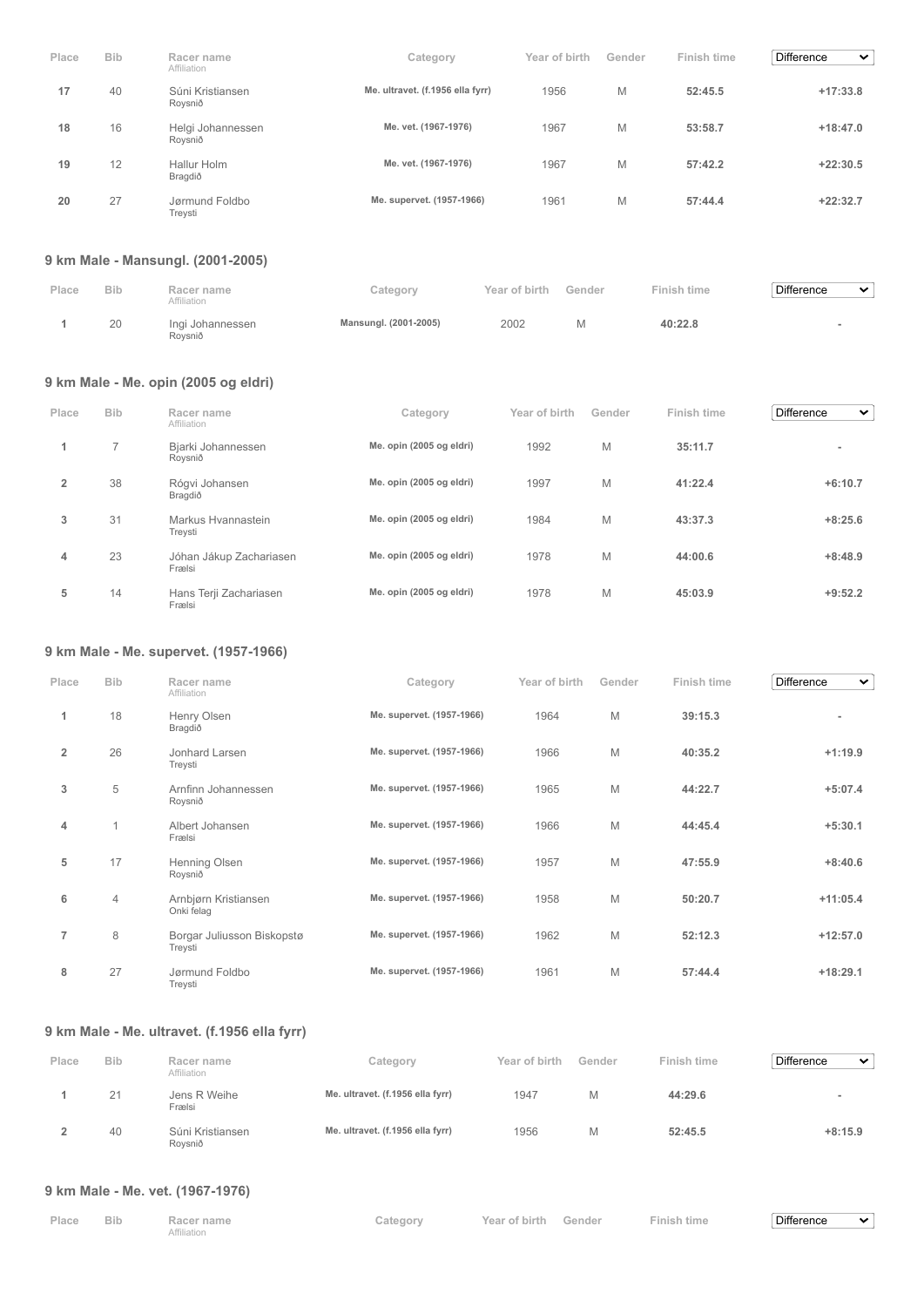| Place | Bib | Racer name<br>Affiliation | Category | Year of birth | Gender | Finish time | Difference |
|---|---|---|---|---|---|---|---|
| 17 | 40 | Súni Kristiansen<br>Roysnið | Me. ultravet. (f.1956 ella fyrr) | 1956 | M | 52:45.5 | +17:33.8 |
| 18 | 16 | Helgi Johannessen<br>Roysnið | Me. vet. (1967-1976) | 1967 | M | 53:58.7 | +18:47.0 |
| 19 | 12 | Hallur Holm<br>Bragdið | Me. vet. (1967-1976) | 1967 | M | 57:42.2 | +22:30.5 |
| 20 | 27 | Jørmund Foldbo<br>Treysti | Me. supervet. (1957-1966) | 1961 | M | 57:44.4 | +22:32.7 |

### 9 km Male - Mansungl. (2001-2005)

| Place | Bib | Racer name<br>Affiliation | Category | Year of birth | Gender | Finish time | Difference |
|---|---|---|---|---|---|---|---|
| 1 | 20 | Ingi Johannessen<br>Roysnið | Mansungl. (2001-2005) | 2002 | M | 40:22.8 | - |

### 9 km Male - Me. opin (2005 og eldri)

| Place | Bib | Racer name<br>Affiliation | Category | Year of birth | Gender | Finish time | Difference |
|---|---|---|---|---|---|---|---|
| 1 | 7 | Bjarki Johannessen<br>Roysnið | Me. opin (2005 og eldri) | 1992 | M | 35:11.7 | - |
| 2 | 38 | Rógvi Johansen<br>Bragdið | Me. opin (2005 og eldri) | 1997 | M | 41:22.4 | +6:10.7 |
| 3 | 31 | Markus Hvannastein<br>Treysti | Me. opin (2005 og eldri) | 1984 | M | 43:37.3 | +8:25.6 |
| 4 | 23 | Jóhan Jákup Zachariasen<br>Frælsi | Me. opin (2005 og eldri) | 1978 | M | 44:00.6 | +8:48.9 |
| 5 | 14 | Hans Terji Zachariasen<br>Frælsi | Me. opin (2005 og eldri) | 1978 | M | 45:03.9 | +9:52.2 |

### 9 km Male - Me. supervet. (1957-1966)

| Place | Bib | Racer name<br>Affiliation | Category | Year of birth | Gender | Finish time | Difference |
|---|---|---|---|---|---|---|---|
| 1 | 18 | Henry Olsen<br>Bragdið | Me. supervet. (1957-1966) | 1964 | M | 39:15.3 | - |
| 2 | 26 | Jonhard Larsen<br>Treysti | Me. supervet. (1957-1966) | 1966 | M | 40:35.2 | +1:19.9 |
| 3 | 5 | Arnfinn Johannessen<br>Roysnið | Me. supervet. (1957-1966) | 1965 | M | 44:22.7 | +5:07.4 |
| 4 | 1 | Albert Johansen<br>Frælsi | Me. supervet. (1957-1966) | 1966 | M | 44:45.4 | +5:30.1 |
| 5 | 17 | Henning Olsen<br>Roysnið | Me. supervet. (1957-1966) | 1957 | M | 47:55.9 | +8:40.6 |
| 6 | 4 | Arnbjørn Kristiansen<br>Onki felag | Me. supervet. (1957-1966) | 1958 | M | 50:20.7 | +11:05.4 |
| 7 | 8 | Borgar Juliusson Biskopstø<br>Treysti | Me. supervet. (1957-1966) | 1962 | M | 52:12.3 | +12:57.0 |
| 8 | 27 | Jørmund Foldbo<br>Treysti | Me. supervet. (1957-1966) | 1961 | M | 57:44.4 | +18:29.1 |

### 9 km Male - Me. ultravet. (f.1956 ella fyrr)

| Place | Bib | Racer name<br>Affiliation | Category | Year of birth | Gender | Finish time | Difference |
|---|---|---|---|---|---|---|---|
| 1 | 21 | Jens R Weihe<br>Frælsi | Me. ultravet. (f.1956 ella fyrr) | 1947 | M | 44:29.6 | - |
| 2 | 40 | Súni Kristiansen<br>Roysnið | Me. ultravet. (f.1956 ella fyrr) | 1956 | M | 52:45.5 | +8:15.9 |

### 9 km Male - Me. vet. (1967-1976)

| Place | Bib | Racer name<br>Affiliation | Category | Year of birth | Gender | Finish time | Difference |
|---|---|---|---|---|---|---|---|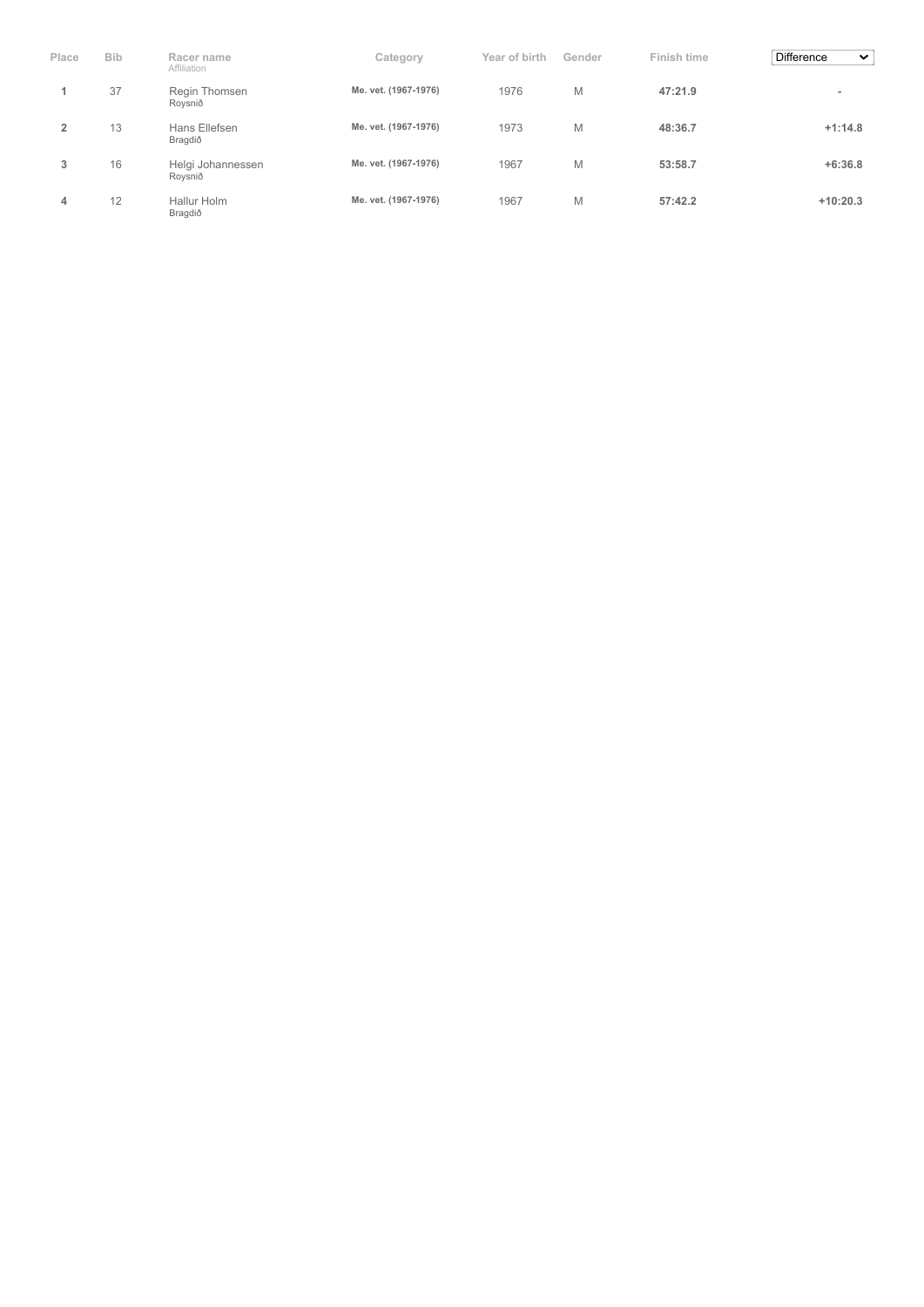| Place | Bib | Racer name<br>Affiliation | Category | Year of birth | Gender | Finish time | Difference |
|---|---|---|---|---|---|---|---|
| 1 | 37 | Regin Thomsen<br>Roysnið | Me. vet. (1967-1976) | 1976 | M | 47:21.9 | - |
| 2 | 13 | Hans Ellefsen<br>Bragdið | Me. vet. (1967-1976) | 1973 | M | 48:36.7 | +1:14.8 |
| 3 | 16 | Helgi Johannessen<br>Roysnið | Me. vet. (1967-1976) | 1967 | M | 53:58.7 | +6:36.8 |
| 4 | 12 | Hallur Holm<br>Bragdið | Me. vet. (1967-1976) | 1967 | M | 57:42.2 | +10:20.3 |